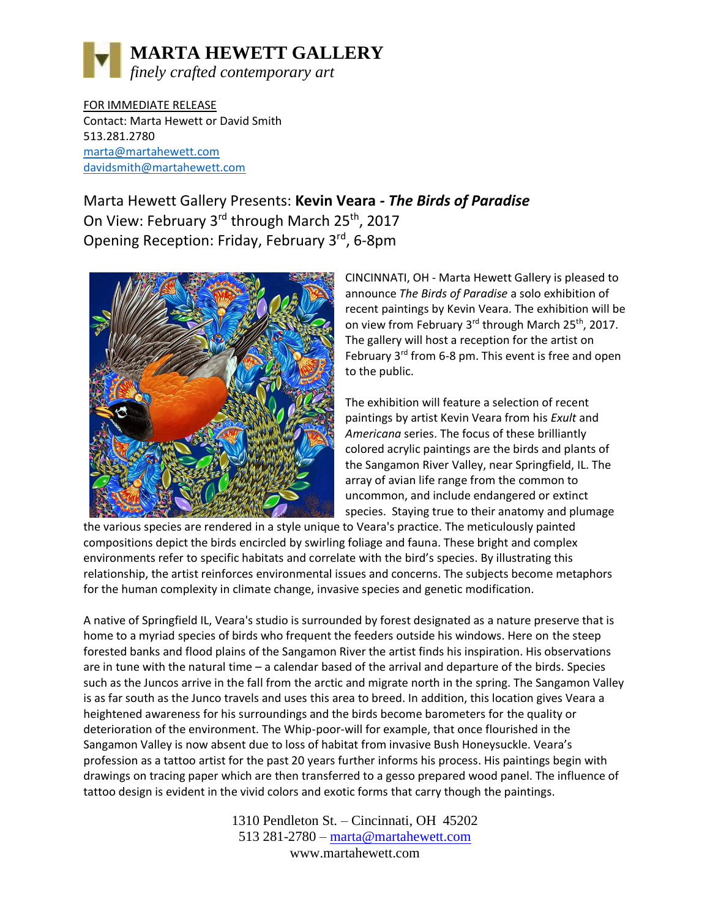# MARTA HEWETT GALLERY

*finely crafted contemporary art*

FOR IMMEDIATE RELEASE
Contact: Marta Hewett or David Smith
513.281.2780
marta@martahewett.com
davidsmith@martahewett.com

## Marta Hewett Gallery Presents: **Kevin Veara - *The Birds of Paradise***

On View: February 3rd through March 25th, 2017
Opening Reception: Friday, February 3rd, 6-8pm

CINCINNATI, OH - Marta Hewett Gallery is pleased to announce *The Birds of Paradise* a solo exhibition of recent paintings by Kevin Veara. The exhibition will be on view from February 3rd through March 25th, 2017. The gallery will host a reception for the artist on February 3rd from 6-8 pm. This event is free and open to the public.

The exhibition will feature a selection of recent paintings by artist Kevin Veara from his *Exult* and *Americana* series. The focus of these brilliantly colored acrylic paintings are the birds and plants of the Sangamon River Valley, near Springfield, IL. The array of avian life range from the common to uncommon, and include endangered or extinct species. Staying true to their anatomy and plumage the various species are rendered in a style unique to Veara's practice. The meticulously painted compositions depict the birds encircled by swirling foliage and fauna. These bright and complex environments refer to specific habitats and correlate with the bird's species. By illustrating this relationship, the artist reinforces environmental issues and concerns. The subjects become metaphors for the human complexity in climate change, invasive species and genetic modification.

A native of Springfield IL, Veara's studio is surrounded by forest designated as a nature preserve that is home to a myriad species of birds who frequent the feeders outside his windows. Here on the steep forested banks and flood plains of the Sangamon River the artist finds his inspiration. His observations are in tune with the natural time – a calendar based of the arrival and departure of the birds. Species such as the Juncos arrive in the fall from the arctic and migrate north in the spring. The Sangamon Valley is as far south as the Junco travels and uses this area to breed. In addition, this location gives Veara a heightened awareness for his surroundings and the birds become barometers for the quality or deterioration of the environment. The Whip-poor-will for example, that once flourished in the Sangamon Valley is now absent due to loss of habitat from invasive Bush Honeysuckle. Veara's profession as a tattoo artist for the past 20 years further informs his process. His paintings begin with drawings on tracing paper which are then transferred to a gesso prepared wood panel. The influence of tattoo design is evident in the vivid colors and exotic forms that carry though the paintings.

1310 Pendleton St. – Cincinnati, OH 45202
513 281-2780 – marta@martahewett.com
www.martahewett.com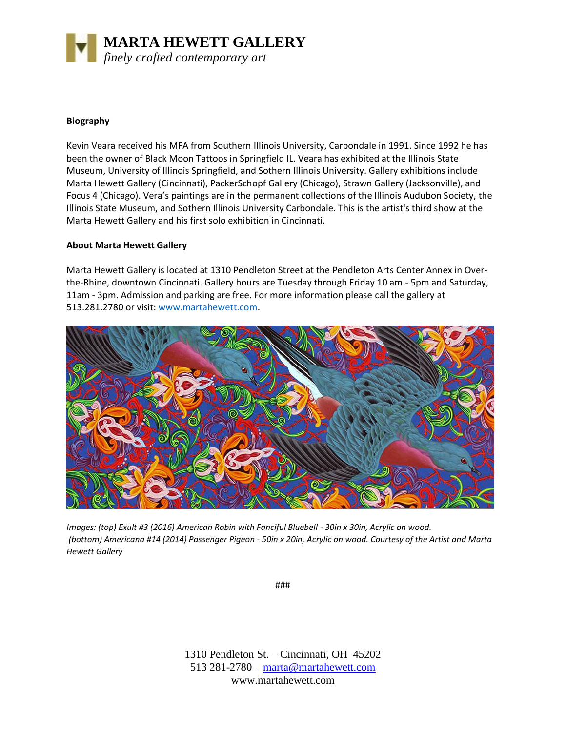# MARTA HEWETT GALLERY
*finely crafted contemporary art*

**Biography**

Kevin Veara received his MFA from Southern Illinois University, Carbondale in 1991. Since 1992 he has been the owner of Black Moon Tattoos in Springfield IL. Veara has exhibited at the Illinois State Museum, University of Illinois Springfield, and Sothern Illinois University. Gallery exhibitions include Marta Hewett Gallery (Cincinnati), PackerSchopf Gallery (Chicago), Strawn Gallery (Jacksonville), and Focus 4 (Chicago). Vera's paintings are in the permanent collections of the Illinois Audubon Society, the Illinois State Museum, and Sothern Illinois University Carbondale. This is the artist's third show at the Marta Hewett Gallery and his first solo exhibition in Cincinnati.

**About Marta Hewett Gallery**

Marta Hewett Gallery is located at 1310 Pendleton Street at the Pendleton Arts Center Annex in Over-the-Rhine, downtown Cincinnati. Gallery hours are Tuesday through Friday 10 am - 5pm and Saturday, 11am - 3pm. Admission and parking are free. For more information please call the gallery at 513.281.2780 or visit: [www.martahewett.com](http://www.martahewett.com).

*Images: (top) Exult #3 (2016) American Robin with Fanciful Bluebell - 30in x 30in, Acrylic on wood. (bottom) Americana #14 (2014) Passenger Pigeon - 50in x 20in, Acrylic on wood. Courtesy of the Artist and Marta Hewett Gallery*

###

1310 Pendleton St. – Cincinnati, OH 45202
513 281-2780 – [marta@martahewett.com](mailto:marta@martahewett.com)
www.martahewett.com